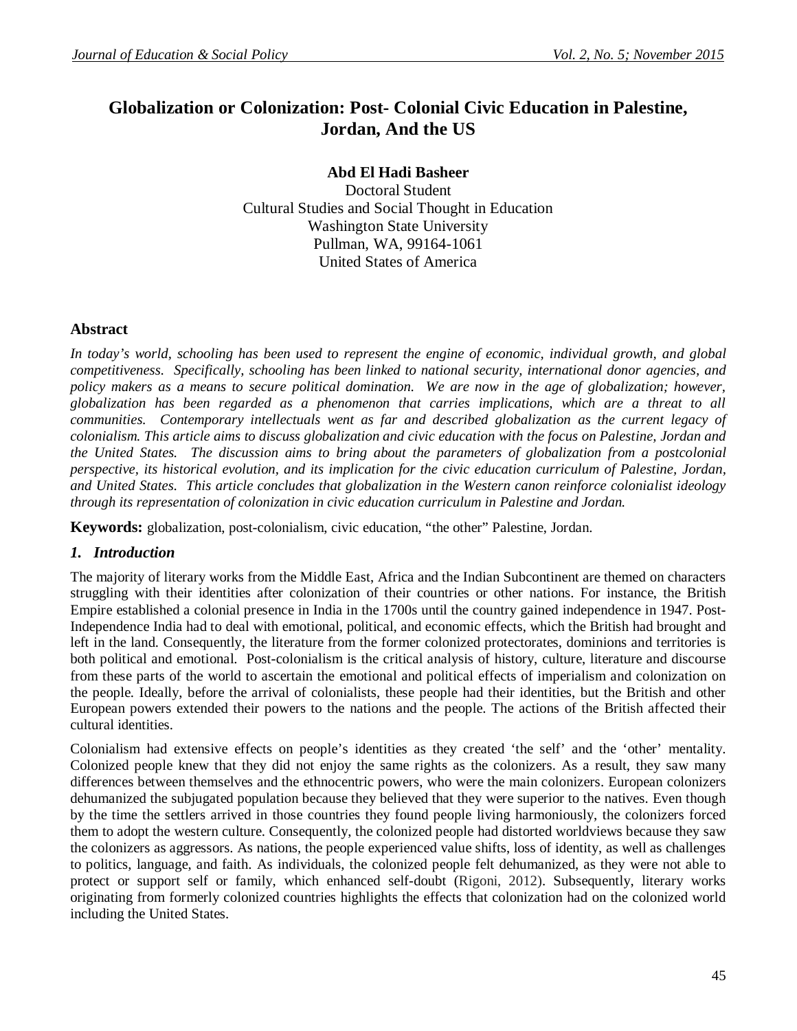# Globalization or Colonization: Post- Colonial Civic Education in Palestine, Jordan, And the US

**Abd El Hadi Basheer**
Doctoral Student
Cultural Studies and Social Thought in Education
Washington State University
Pullman, WA, 99164-1061
United States of America

## Abstract

*In today's world, schooling has been used to represent the engine of economic, individual growth, and global competitiveness. Specifically, schooling has been linked to national security, international donor agencies, and policy makers as a means to secure political domination. We are now in the age of globalization; however, globalization has been regarded as a phenomenon that carries implications, which are a threat to all communities. Contemporary intellectuals went as far and described globalization as the current legacy of colonialism. This article aims to discuss globalization and civic education with the focus on Palestine, Jordan and the United States. The discussion aims to bring about the parameters of globalization from a postcolonial perspective, its historical evolution, and its implication for the civic education curriculum of Palestine, Jordan, and United States. This article concludes that globalization in the Western canon reinforce colonialist ideology through its representation of colonization in civic education curriculum in Palestine and Jordan.*

**Keywords:** globalization, post-colonialism, civic education, "the other" Palestine, Jordan.

## *1. Introduction*

The majority of literary works from the Middle East, Africa and the Indian Subcontinent are themed on characters struggling with their identities after colonization of their countries or other nations. For instance, the British Empire established a colonial presence in India in the 1700s until the country gained independence in 1947. Post-Independence India had to deal with emotional, political, and economic effects, which the British had brought and left in the land. Consequently, the literature from the former colonized protectorates, dominions and territories is both political and emotional. Post-colonialism is the critical analysis of history, culture, literature and discourse from these parts of the world to ascertain the emotional and political effects of imperialism and colonization on the people. Ideally, before the arrival of colonialists, these people had their identities, but the British and other European powers extended their powers to the nations and the people. The actions of the British affected their cultural identities.

Colonialism had extensive effects on people's identities as they created 'the self' and the 'other' mentality. Colonized people knew that they did not enjoy the same rights as the colonizers. As a result, they saw many differences between themselves and the ethnocentric powers, who were the main colonizers. European colonizers dehumanized the subjugated population because they believed that they were superior to the natives. Even though by the time the settlers arrived in those countries they found people living harmoniously, the colonizers forced them to adopt the western culture. Consequently, the colonized people had distorted worldviews because they saw the colonizers as aggressors. As nations, the people experienced value shifts, loss of identity, as well as challenges to politics, language, and faith. As individuals, the colonized people felt dehumanized, as they were not able to protect or support self or family, which enhanced self-doubt (Rigoni, 2012). Subsequently, literary works originating from formerly colonized countries highlights the effects that colonization had on the colonized world including the United States.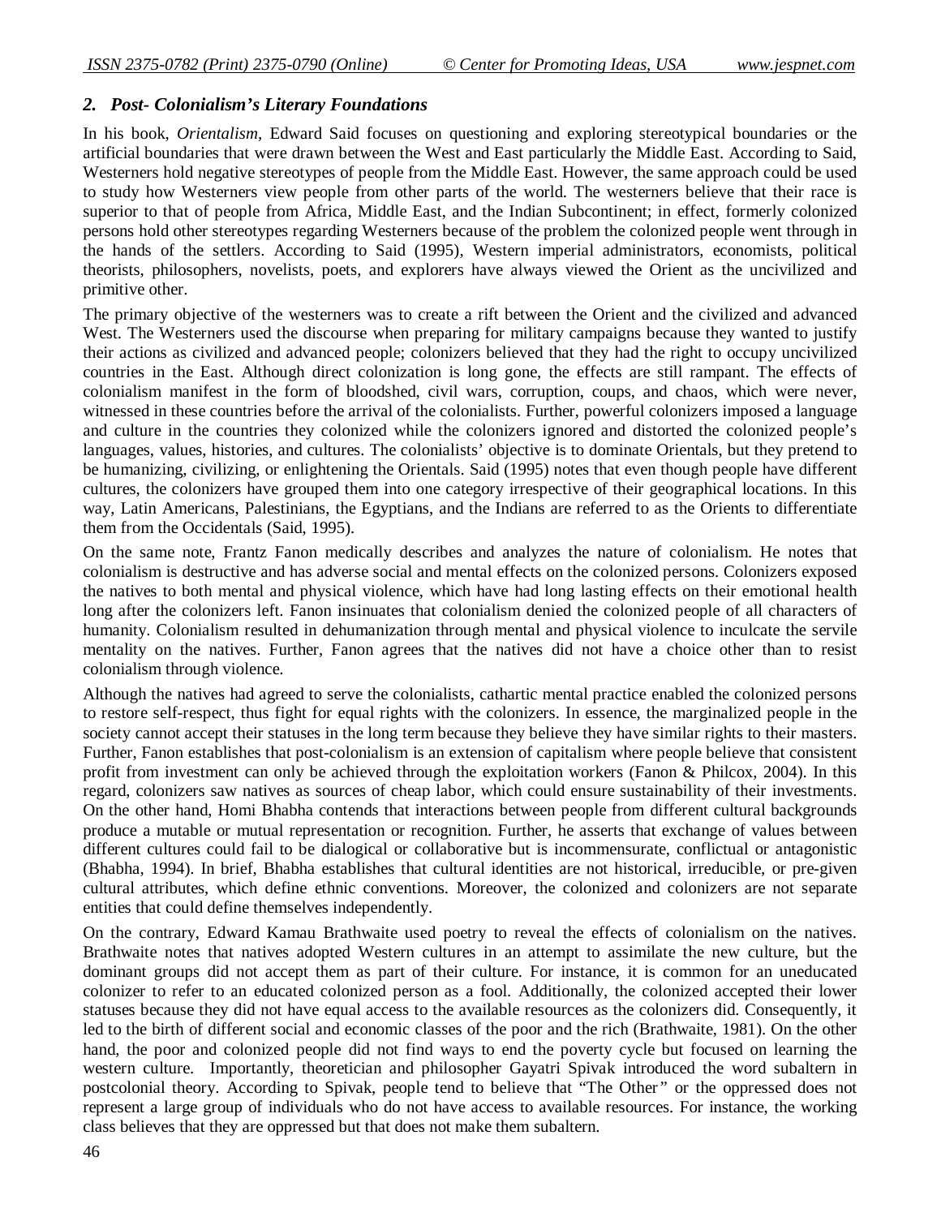## *2. Post- Colonialism's Literary Foundations*

In his book, *Orientalism*, Edward Said focuses on questioning and exploring stereotypical boundaries or the artificial boundaries that were drawn between the West and East particularly the Middle East. According to Said, Westerners hold negative stereotypes of people from the Middle East. However, the same approach could be used to study how Westerners view people from other parts of the world. The westerners believe that their race is superior to that of people from Africa, Middle East, and the Indian Subcontinent; in effect, formerly colonized persons hold other stereotypes regarding Westerners because of the problem the colonized people went through in the hands of the settlers. According to Said (1995), Western imperial administrators, economists, political theorists, philosophers, novelists, poets, and explorers have always viewed the Orient as the uncivilized and primitive other.

The primary objective of the westerners was to create a rift between the Orient and the civilized and advanced West. The Westerners used the discourse when preparing for military campaigns because they wanted to justify their actions as civilized and advanced people; colonizers believed that they had the right to occupy uncivilized countries in the East. Although direct colonization is long gone, the effects are still rampant. The effects of colonialism manifest in the form of bloodshed, civil wars, corruption, coups, and chaos, which were never, witnessed in these countries before the arrival of the colonialists. Further, powerful colonizers imposed a language and culture in the countries they colonized while the colonizers ignored and distorted the colonized people's languages, values, histories, and cultures. The colonialists' objective is to dominate Orientals, but they pretend to be humanizing, civilizing, or enlightening the Orientals. Said (1995) notes that even though people have different cultures, the colonizers have grouped them into one category irrespective of their geographical locations. In this way, Latin Americans, Palestinians, the Egyptians, and the Indians are referred to as the Orients to differentiate them from the Occidentals (Said, 1995).

On the same note, Frantz Fanon medically describes and analyzes the nature of colonialism. He notes that colonialism is destructive and has adverse social and mental effects on the colonized persons. Colonizers exposed the natives to both mental and physical violence, which have had long lasting effects on their emotional health long after the colonizers left. Fanon insinuates that colonialism denied the colonized people of all characters of humanity. Colonialism resulted in dehumanization through mental and physical violence to inculcate the servile mentality on the natives. Further, Fanon agrees that the natives did not have a choice other than to resist colonialism through violence.

Although the natives had agreed to serve the colonialists, cathartic mental practice enabled the colonized persons to restore self-respect, thus fight for equal rights with the colonizers. In essence, the marginalized people in the society cannot accept their statuses in the long term because they believe they have similar rights to their masters. Further, Fanon establishes that post-colonialism is an extension of capitalism where people believe that consistent profit from investment can only be achieved through the exploitation workers (Fanon & Philcox, 2004). In this regard, colonizers saw natives as sources of cheap labor, which could ensure sustainability of their investments. On the other hand, Homi Bhabha contends that interactions between people from different cultural backgrounds produce a mutable or mutual representation or recognition. Further, he asserts that exchange of values between different cultures could fail to be dialogical or collaborative but is incommensurate, conflictual or antagonistic (Bhabha, 1994). In brief, Bhabha establishes that cultural identities are not historical, irreducible, or pre-given cultural attributes, which define ethnic conventions. Moreover, the colonized and colonizers are not separate entities that could define themselves independently.

On the contrary, Edward Kamau Brathwaite used poetry to reveal the effects of colonialism on the natives. Brathwaite notes that natives adopted Western cultures in an attempt to assimilate the new culture, but the dominant groups did not accept them as part of their culture. For instance, it is common for an uneducated colonizer to refer to an educated colonized person as a fool. Additionally, the colonized accepted their lower statuses because they did not have equal access to the available resources as the colonizers did. Consequently, it led to the birth of different social and economic classes of the poor and the rich (Brathwaite, 1981). On the other hand, the poor and colonized people did not find ways to end the poverty cycle but focused on learning the western culture. Importantly, theoretician and philosopher Gayatri Spivak introduced the word subaltern in postcolonial theory. According to Spivak, people tend to believe that "The Other" or the oppressed does not represent a large group of individuals who do not have access to available resources. For instance, the working class believes that they are oppressed but that does not make them subaltern.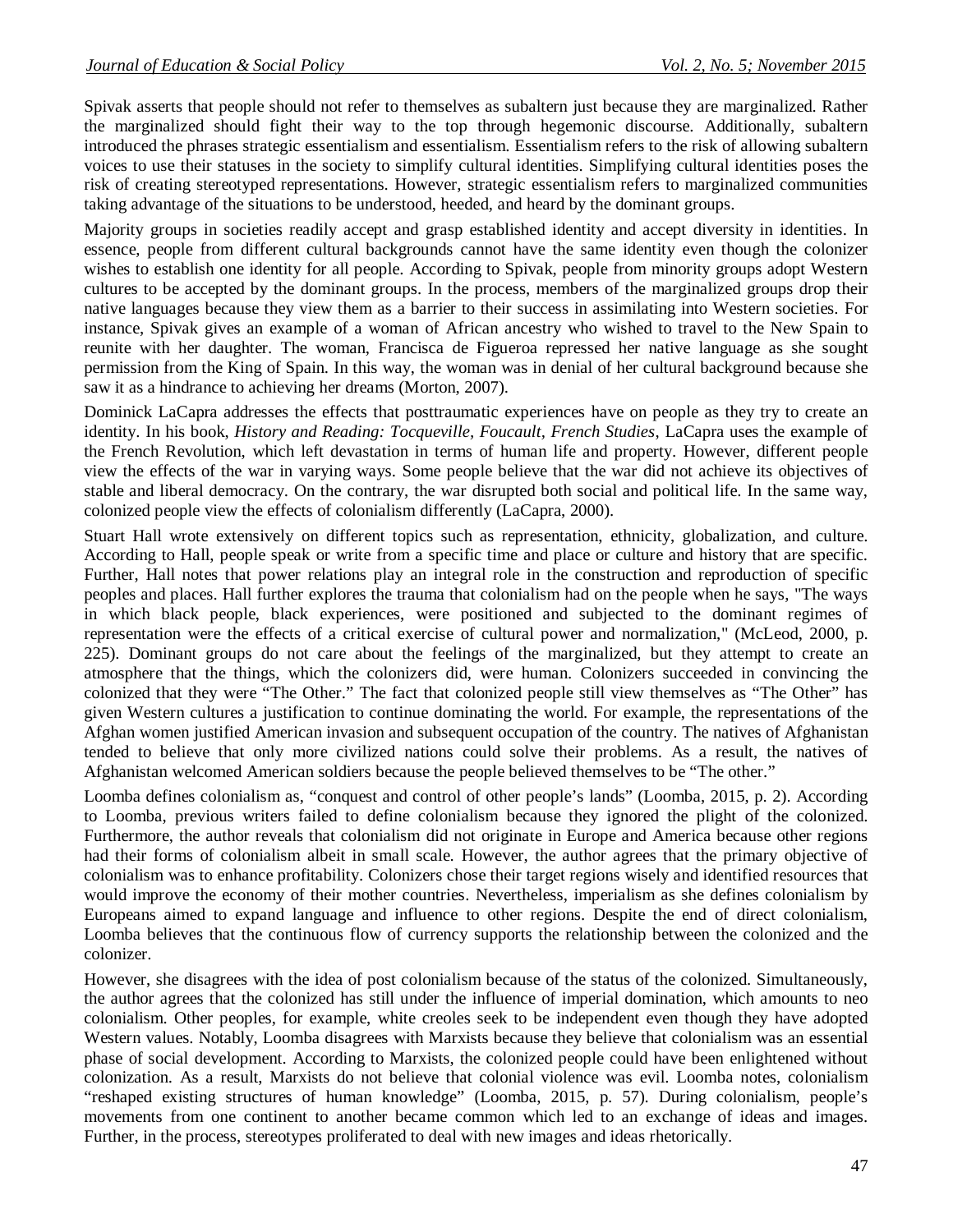Spivak asserts that people should not refer to themselves as subaltern just because they are marginalized. Rather the marginalized should fight their way to the top through hegemonic discourse. Additionally, subaltern introduced the phrases strategic essentialism and essentialism. Essentialism refers to the risk of allowing subaltern voices to use their statuses in the society to simplify cultural identities. Simplifying cultural identities poses the risk of creating stereotyped representations. However, strategic essentialism refers to marginalized communities taking advantage of the situations to be understood, heeded, and heard by the dominant groups.

Majority groups in societies readily accept and grasp established identity and accept diversity in identities. In essence, people from different cultural backgrounds cannot have the same identity even though the colonizer wishes to establish one identity for all people. According to Spivak, people from minority groups adopt Western cultures to be accepted by the dominant groups. In the process, members of the marginalized groups drop their native languages because they view them as a barrier to their success in assimilating into Western societies. For instance, Spivak gives an example of a woman of African ancestry who wished to travel to the New Spain to reunite with her daughter. The woman, Francisca de Figueroa repressed her native language as she sought permission from the King of Spain. In this way, the woman was in denial of her cultural background because she saw it as a hindrance to achieving her dreams (Morton, 2007).

Dominick LaCapra addresses the effects that posttraumatic experiences have on people as they try to create an identity. In his book, *History and Reading: Tocqueville, Foucault, French Studies*, LaCapra uses the example of the French Revolution, which left devastation in terms of human life and property. However, different people view the effects of the war in varying ways. Some people believe that the war did not achieve its objectives of stable and liberal democracy. On the contrary, the war disrupted both social and political life. In the same way, colonized people view the effects of colonialism differently (LaCapra, 2000).

Stuart Hall wrote extensively on different topics such as representation, ethnicity, globalization, and culture. According to Hall, people speak or write from a specific time and place or culture and history that are specific. Further, Hall notes that power relations play an integral role in the construction and reproduction of specific peoples and places. Hall further explores the trauma that colonialism had on the people when he says, "The ways in which black people, black experiences, were positioned and subjected to the dominant regimes of representation were the effects of a critical exercise of cultural power and normalization," (McLeod, 2000, p. 225). Dominant groups do not care about the feelings of the marginalized, but they attempt to create an atmosphere that the things, which the colonizers did, were human. Colonizers succeeded in convincing the colonized that they were "The Other." The fact that colonized people still view themselves as "The Other" has given Western cultures a justification to continue dominating the world. For example, the representations of the Afghan women justified American invasion and subsequent occupation of the country. The natives of Afghanistan tended to believe that only more civilized nations could solve their problems. As a result, the natives of Afghanistan welcomed American soldiers because the people believed themselves to be "The other."

Loomba defines colonialism as, "conquest and control of other people's lands" (Loomba, 2015, p. 2). According to Loomba, previous writers failed to define colonialism because they ignored the plight of the colonized. Furthermore, the author reveals that colonialism did not originate in Europe and America because other regions had their forms of colonialism albeit in small scale. However, the author agrees that the primary objective of colonialism was to enhance profitability. Colonizers chose their target regions wisely and identified resources that would improve the economy of their mother countries. Nevertheless, imperialism as she defines colonialism by Europeans aimed to expand language and influence to other regions. Despite the end of direct colonialism, Loomba believes that the continuous flow of currency supports the relationship between the colonized and the colonizer.

However, she disagrees with the idea of post colonialism because of the status of the colonized. Simultaneously, the author agrees that the colonized has still under the influence of imperial domination, which amounts to neo colonialism. Other peoples, for example, white creoles seek to be independent even though they have adopted Western values. Notably, Loomba disagrees with Marxists because they believe that colonialism was an essential phase of social development. According to Marxists, the colonized people could have been enlightened without colonization. As a result, Marxists do not believe that colonial violence was evil. Loomba notes, colonialism "reshaped existing structures of human knowledge" (Loomba, 2015, p. 57). During colonialism, people's movements from one continent to another became common which led to an exchange of ideas and images. Further, in the process, stereotypes proliferated to deal with new images and ideas rhetorically.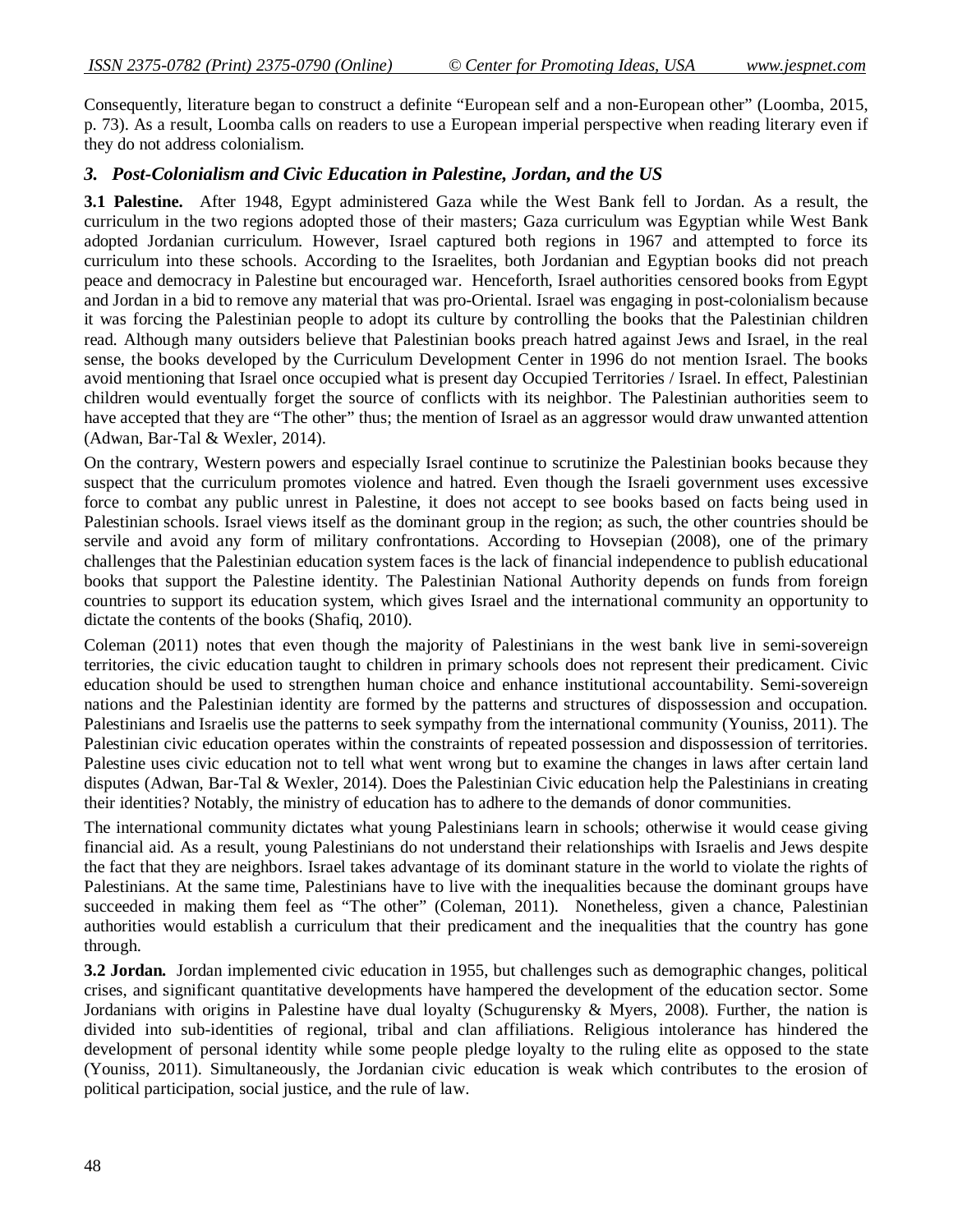Consequently, literature began to construct a definite "European self and a non-European other" (Loomba, 2015, p. 73). As a result, Loomba calls on readers to use a European imperial perspective when reading literary even if they do not address colonialism.

### *3. Post-Colonialism and Civic Education in Palestine, Jordan, and the US*

**3.1 Palestine.** After 1948, Egypt administered Gaza while the West Bank fell to Jordan. As a result, the curriculum in the two regions adopted those of their masters; Gaza curriculum was Egyptian while West Bank adopted Jordanian curriculum. However, Israel captured both regions in 1967 and attempted to force its curriculum into these schools. According to the Israelites, both Jordanian and Egyptian books did not preach peace and democracy in Palestine but encouraged war. Henceforth, Israel authorities censored books from Egypt and Jordan in a bid to remove any material that was pro-Oriental. Israel was engaging in post-colonialism because it was forcing the Palestinian people to adopt its culture by controlling the books that the Palestinian children read. Although many outsiders believe that Palestinian books preach hatred against Jews and Israel, in the real sense, the books developed by the Curriculum Development Center in 1996 do not mention Israel. The books avoid mentioning that Israel once occupied what is present day Occupied Territories / Israel. In effect, Palestinian children would eventually forget the source of conflicts with its neighbor. The Palestinian authorities seem to have accepted that they are "The other" thus; the mention of Israel as an aggressor would draw unwanted attention (Adwan, Bar-Tal & Wexler, 2014).

On the contrary, Western powers and especially Israel continue to scrutinize the Palestinian books because they suspect that the curriculum promotes violence and hatred. Even though the Israeli government uses excessive force to combat any public unrest in Palestine, it does not accept to see books based on facts being used in Palestinian schools. Israel views itself as the dominant group in the region; as such, the other countries should be servile and avoid any form of military confrontations. According to Hovsepian (2008), one of the primary challenges that the Palestinian education system faces is the lack of financial independence to publish educational books that support the Palestine identity. The Palestinian National Authority depends on funds from foreign countries to support its education system, which gives Israel and the international community an opportunity to dictate the contents of the books (Shafiq, 2010).

Coleman (2011) notes that even though the majority of Palestinians in the west bank live in semi-sovereign territories, the civic education taught to children in primary schools does not represent their predicament. Civic education should be used to strengthen human choice and enhance institutional accountability. Semi-sovereign nations and the Palestinian identity are formed by the patterns and structures of dispossession and occupation. Palestinians and Israelis use the patterns to seek sympathy from the international community (Youniss, 2011). The Palestinian civic education operates within the constraints of repeated possession and dispossession of territories. Palestine uses civic education not to tell what went wrong but to examine the changes in laws after certain land disputes (Adwan, Bar-Tal & Wexler, 2014). Does the Palestinian Civic education help the Palestinians in creating their identities? Notably, the ministry of education has to adhere to the demands of donor communities.

The international community dictates what young Palestinians learn in schools; otherwise it would cease giving financial aid. As a result, young Palestinians do not understand their relationships with Israelis and Jews despite the fact that they are neighbors. Israel takes advantage of its dominant stature in the world to violate the rights of Palestinians. At the same time, Palestinians have to live with the inequalities because the dominant groups have succeeded in making them feel as "The other" (Coleman, 2011). Nonetheless, given a chance, Palestinian authorities would establish a curriculum that their predicament and the inequalities that the country has gone through.

**3.2 Jordan.** Jordan implemented civic education in 1955, but challenges such as demographic changes, political crises, and significant quantitative developments have hampered the development of the education sector. Some Jordanians with origins in Palestine have dual loyalty (Schugurensky & Myers, 2008). Further, the nation is divided into sub-identities of regional, tribal and clan affiliations. Religious intolerance has hindered the development of personal identity while some people pledge loyalty to the ruling elite as opposed to the state (Youniss, 2011). Simultaneously, the Jordanian civic education is weak which contributes to the erosion of political participation, social justice, and the rule of law.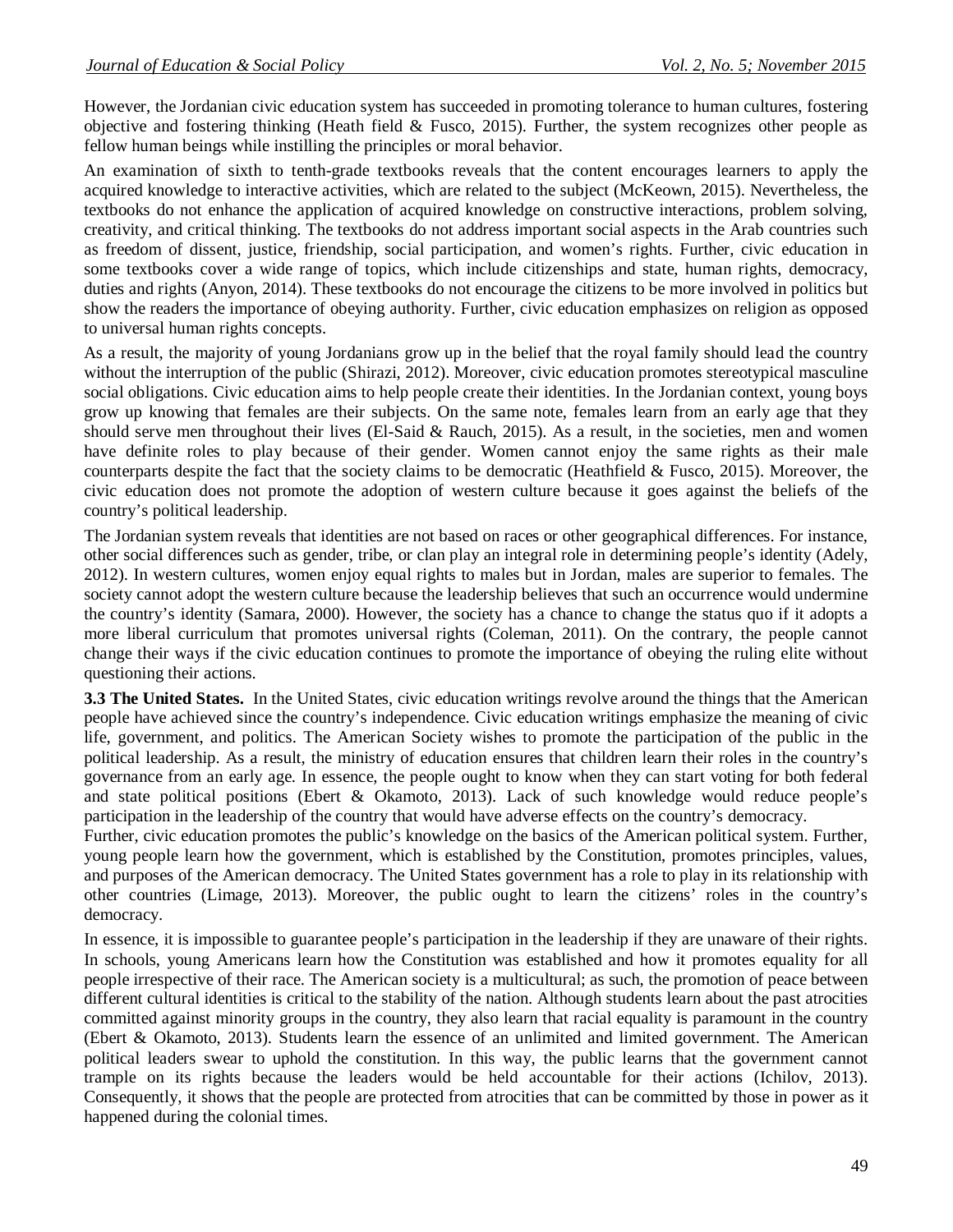However, the Jordanian civic education system has succeeded in promoting tolerance to human cultures, fostering objective and fostering thinking (Heath field & Fusco, 2015). Further, the system recognizes other people as fellow human beings while instilling the principles or moral behavior.

An examination of sixth to tenth-grade textbooks reveals that the content encourages learners to apply the acquired knowledge to interactive activities, which are related to the subject (McKeown, 2015). Nevertheless, the textbooks do not enhance the application of acquired knowledge on constructive interactions, problem solving, creativity, and critical thinking. The textbooks do not address important social aspects in the Arab countries such as freedom of dissent, justice, friendship, social participation, and women's rights. Further, civic education in some textbooks cover a wide range of topics, which include citizenships and state, human rights, democracy, duties and rights (Anyon, 2014). These textbooks do not encourage the citizens to be more involved in politics but show the readers the importance of obeying authority. Further, civic education emphasizes on religion as opposed to universal human rights concepts.

As a result, the majority of young Jordanians grow up in the belief that the royal family should lead the country without the interruption of the public (Shirazi, 2012). Moreover, civic education promotes stereotypical masculine social obligations. Civic education aims to help people create their identities. In the Jordanian context, young boys grow up knowing that females are their subjects. On the same note, females learn from an early age that they should serve men throughout their lives (El-Said & Rauch, 2015). As a result, in the societies, men and women have definite roles to play because of their gender. Women cannot enjoy the same rights as their male counterparts despite the fact that the society claims to be democratic (Heathfield & Fusco, 2015). Moreover, the civic education does not promote the adoption of western culture because it goes against the beliefs of the country's political leadership.

The Jordanian system reveals that identities are not based on races or other geographical differences. For instance, other social differences such as gender, tribe, or clan play an integral role in determining people's identity (Adely, 2012). In western cultures, women enjoy equal rights to males but in Jordan, males are superior to females. The society cannot adopt the western culture because the leadership believes that such an occurrence would undermine the country's identity (Samara, 2000). However, the society has a chance to change the status quo if it adopts a more liberal curriculum that promotes universal rights (Coleman, 2011). On the contrary, the people cannot change their ways if the civic education continues to promote the importance of obeying the ruling elite without questioning their actions.

**3.3 The United States.** In the United States, civic education writings revolve around the things that the American people have achieved since the country's independence. Civic education writings emphasize the meaning of civic life, government, and politics. The American Society wishes to promote the participation of the public in the political leadership. As a result, the ministry of education ensures that children learn their roles in the country's governance from an early age. In essence, the people ought to know when they can start voting for both federal and state political positions (Ebert & Okamoto, 2013). Lack of such knowledge would reduce people's participation in the leadership of the country that would have adverse effects on the country's democracy.

Further, civic education promotes the public's knowledge on the basics of the American political system. Further, young people learn how the government, which is established by the Constitution, promotes principles, values, and purposes of the American democracy. The United States government has a role to play in its relationship with other countries (Limage, 2013). Moreover, the public ought to learn the citizens' roles in the country's democracy.

In essence, it is impossible to guarantee people's participation in the leadership if they are unaware of their rights. In schools, young Americans learn how the Constitution was established and how it promotes equality for all people irrespective of their race. The American society is a multicultural; as such, the promotion of peace between different cultural identities is critical to the stability of the nation. Although students learn about the past atrocities committed against minority groups in the country, they also learn that racial equality is paramount in the country (Ebert & Okamoto, 2013). Students learn the essence of an unlimited and limited government. The American political leaders swear to uphold the constitution. In this way, the public learns that the government cannot trample on its rights because the leaders would be held accountable for their actions (Ichilov, 2013). Consequently, it shows that the people are protected from atrocities that can be committed by those in power as it happened during the colonial times.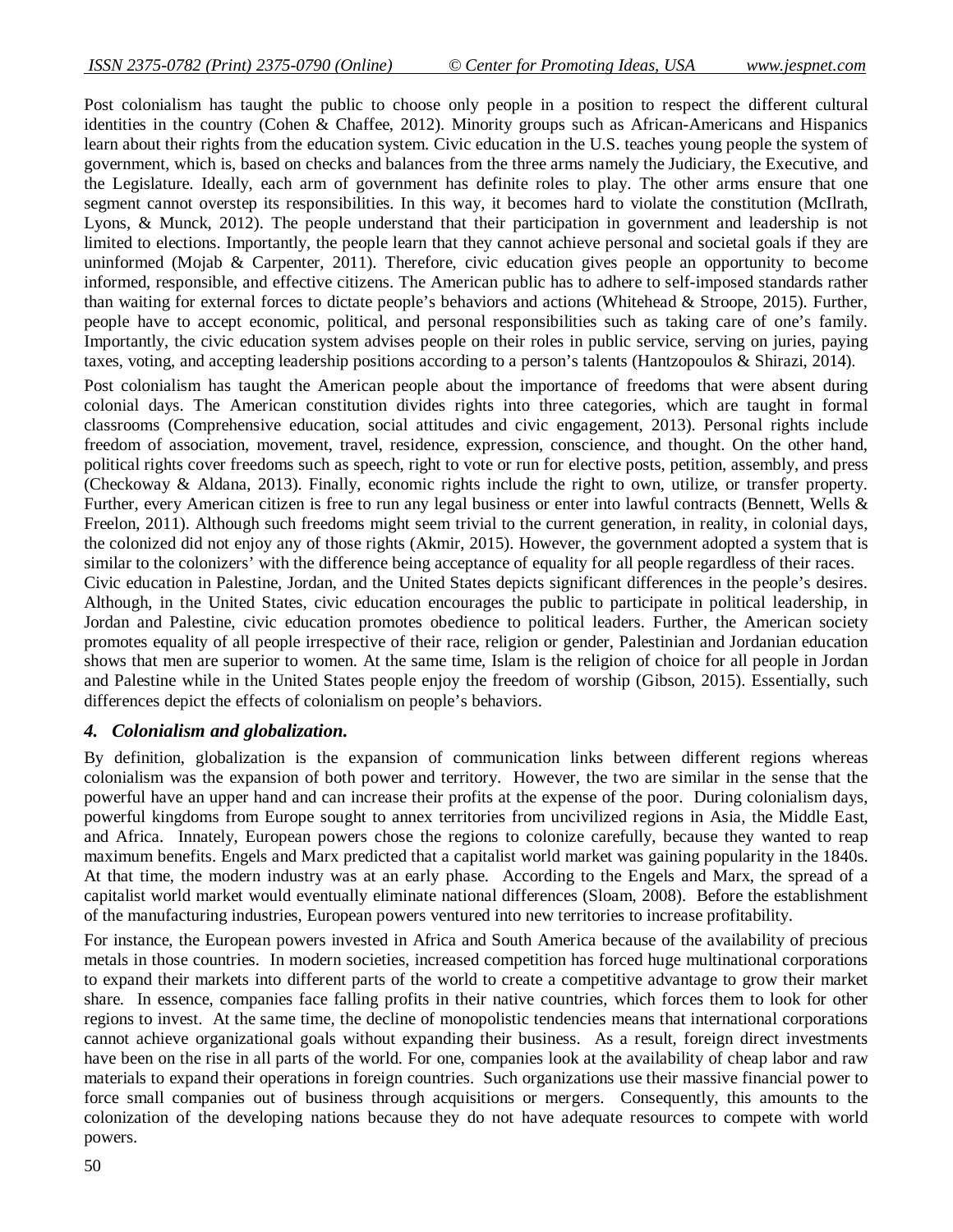Post colonialism has taught the public to choose only people in a position to respect the different cultural identities in the country (Cohen & Chaffee, 2012). Minority groups such as African-Americans and Hispanics learn about their rights from the education system. Civic education in the U.S. teaches young people the system of government, which is, based on checks and balances from the three arms namely the Judiciary, the Executive, and the Legislature. Ideally, each arm of government has definite roles to play. The other arms ensure that one segment cannot overstep its responsibilities. In this way, it becomes hard to violate the constitution (McIlrath, Lyons, & Munck, 2012). The people understand that their participation in government and leadership is not limited to elections. Importantly, the people learn that they cannot achieve personal and societal goals if they are uninformed (Mojab & Carpenter, 2011). Therefore, civic education gives people an opportunity to become informed, responsible, and effective citizens. The American public has to adhere to self-imposed standards rather than waiting for external forces to dictate people's behaviors and actions (Whitehead & Stroope, 2015). Further, people have to accept economic, political, and personal responsibilities such as taking care of one's family. Importantly, the civic education system advises people on their roles in public service, serving on juries, paying taxes, voting, and accepting leadership positions according to a person's talents (Hantzopoulos & Shirazi, 2014).

Post colonialism has taught the American people about the importance of freedoms that were absent during colonial days. The American constitution divides rights into three categories, which are taught in formal classrooms (Comprehensive education, social attitudes and civic engagement, 2013). Personal rights include freedom of association, movement, travel, residence, expression, conscience, and thought. On the other hand, political rights cover freedoms such as speech, right to vote or run for elective posts, petition, assembly, and press (Checkoway & Aldana, 2013). Finally, economic rights include the right to own, utilize, or transfer property. Further, every American citizen is free to run any legal business or enter into lawful contracts (Bennett, Wells & Freelon, 2011). Although such freedoms might seem trivial to the current generation, in reality, in colonial days, the colonized did not enjoy any of those rights (Akmir, 2015). However, the government adopted a system that is similar to the colonizers' with the difference being acceptance of equality for all people regardless of their races.

Civic education in Palestine, Jordan, and the United States depicts significant differences in the people's desires. Although, in the United States, civic education encourages the public to participate in political leadership, in Jordan and Palestine, civic education promotes obedience to political leaders. Further, the American society promotes equality of all people irrespective of their race, religion or gender, Palestinian and Jordanian education shows that men are superior to women. At the same time, Islam is the religion of choice for all people in Jordan and Palestine while in the United States people enjoy the freedom of worship (Gibson, 2015). Essentially, such differences depict the effects of colonialism on people's behaviors.

### *4. Colonialism and globalization.*

By definition, globalization is the expansion of communication links between different regions whereas colonialism was the expansion of both power and territory. However, the two are similar in the sense that the powerful have an upper hand and can increase their profits at the expense of the poor. During colonialism days, powerful kingdoms from Europe sought to annex territories from uncivilized regions in Asia, the Middle East, and Africa. Innately, European powers chose the regions to colonize carefully, because they wanted to reap maximum benefits. Engels and Marx predicted that a capitalist world market was gaining popularity in the 1840s. At that time, the modern industry was at an early phase. According to the Engels and Marx, the spread of a capitalist world market would eventually eliminate national differences (Sloam, 2008). Before the establishment of the manufacturing industries, European powers ventured into new territories to increase profitability.

For instance, the European powers invested in Africa and South America because of the availability of precious metals in those countries. In modern societies, increased competition has forced huge multinational corporations to expand their markets into different parts of the world to create a competitive advantage to grow their market share. In essence, companies face falling profits in their native countries, which forces them to look for other regions to invest. At the same time, the decline of monopolistic tendencies means that international corporations cannot achieve organizational goals without expanding their business. As a result, foreign direct investments have been on the rise in all parts of the world. For one, companies look at the availability of cheap labor and raw materials to expand their operations in foreign countries. Such organizations use their massive financial power to force small companies out of business through acquisitions or mergers. Consequently, this amounts to the colonization of the developing nations because they do not have adequate resources to compete with world powers.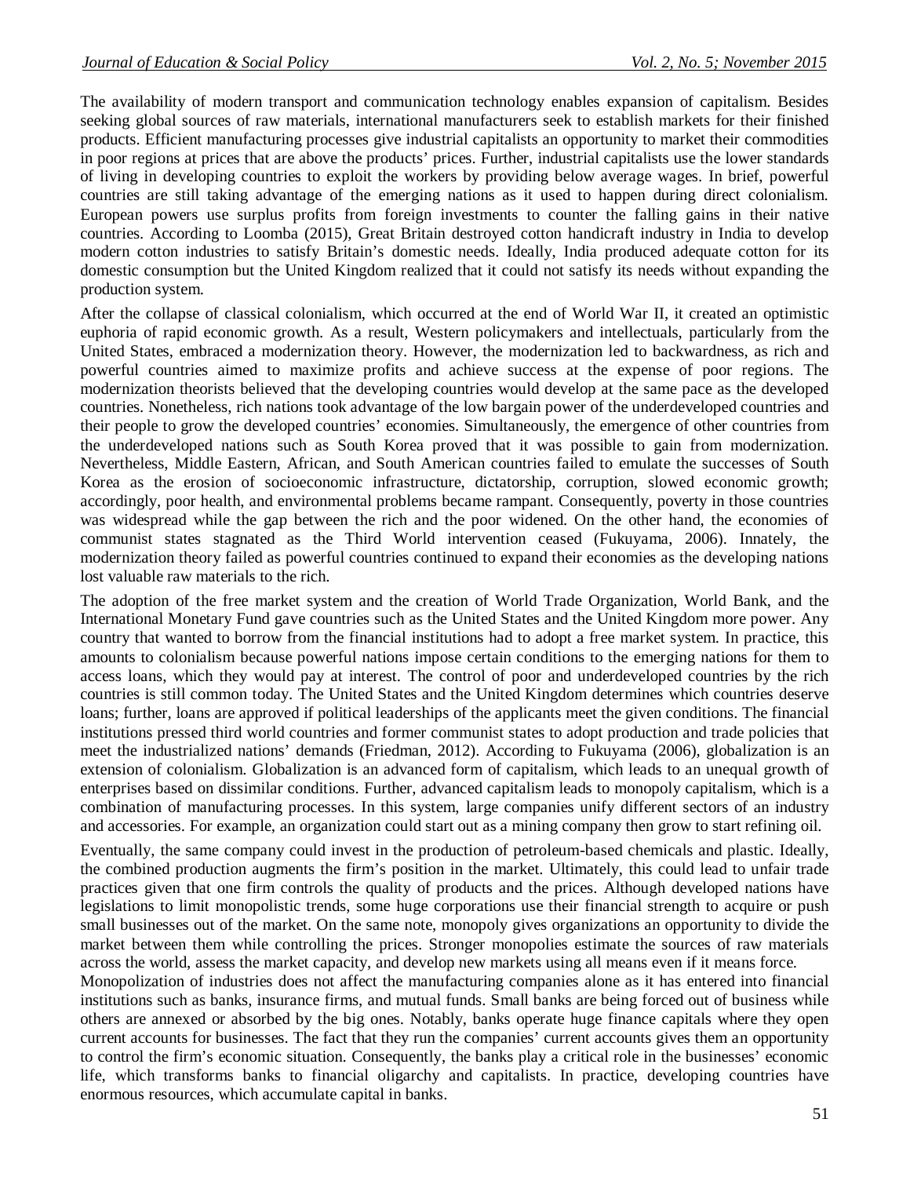The availability of modern transport and communication technology enables expansion of capitalism. Besides seeking global sources of raw materials, international manufacturers seek to establish markets for their finished products. Efficient manufacturing processes give industrial capitalists an opportunity to market their commodities in poor regions at prices that are above the products' prices. Further, industrial capitalists use the lower standards of living in developing countries to exploit the workers by providing below average wages. In brief, powerful countries are still taking advantage of the emerging nations as it used to happen during direct colonialism. European powers use surplus profits from foreign investments to counter the falling gains in their native countries. According to Loomba (2015), Great Britain destroyed cotton handicraft industry in India to develop modern cotton industries to satisfy Britain's domestic needs. Ideally, India produced adequate cotton for its domestic consumption but the United Kingdom realized that it could not satisfy its needs without expanding the production system.

After the collapse of classical colonialism, which occurred at the end of World War II, it created an optimistic euphoria of rapid economic growth. As a result, Western policymakers and intellectuals, particularly from the United States, embraced a modernization theory. However, the modernization led to backwardness, as rich and powerful countries aimed to maximize profits and achieve success at the expense of poor regions. The modernization theorists believed that the developing countries would develop at the same pace as the developed countries. Nonetheless, rich nations took advantage of the low bargain power of the underdeveloped countries and their people to grow the developed countries' economies. Simultaneously, the emergence of other countries from the underdeveloped nations such as South Korea proved that it was possible to gain from modernization. Nevertheless, Middle Eastern, African, and South American countries failed to emulate the successes of South Korea as the erosion of socioeconomic infrastructure, dictatorship, corruption, slowed economic growth; accordingly, poor health, and environmental problems became rampant. Consequently, poverty in those countries was widespread while the gap between the rich and the poor widened. On the other hand, the economies of communist states stagnated as the Third World intervention ceased (Fukuyama, 2006). Innately, the modernization theory failed as powerful countries continued to expand their economies as the developing nations lost valuable raw materials to the rich.

The adoption of the free market system and the creation of World Trade Organization, World Bank, and the International Monetary Fund gave countries such as the United States and the United Kingdom more power. Any country that wanted to borrow from the financial institutions had to adopt a free market system. In practice, this amounts to colonialism because powerful nations impose certain conditions to the emerging nations for them to access loans, which they would pay at interest. The control of poor and underdeveloped countries by the rich countries is still common today. The United States and the United Kingdom determines which countries deserve loans; further, loans are approved if political leaderships of the applicants meet the given conditions. The financial institutions pressed third world countries and former communist states to adopt production and trade policies that meet the industrialized nations' demands (Friedman, 2012). According to Fukuyama (2006), globalization is an extension of colonialism. Globalization is an advanced form of capitalism, which leads to an unequal growth of enterprises based on dissimilar conditions. Further, advanced capitalism leads to monopoly capitalism, which is a combination of manufacturing processes. In this system, large companies unify different sectors of an industry and accessories. For example, an organization could start out as a mining company then grow to start refining oil.

Eventually, the same company could invest in the production of petroleum-based chemicals and plastic. Ideally, the combined production augments the firm's position in the market. Ultimately, this could lead to unfair trade practices given that one firm controls the quality of products and the prices. Although developed nations have legislations to limit monopolistic trends, some huge corporations use their financial strength to acquire or push small businesses out of the market. On the same note, monopoly gives organizations an opportunity to divide the market between them while controlling the prices. Stronger monopolies estimate the sources of raw materials across the world, assess the market capacity, and develop new markets using all means even if it means force.

Monopolization of industries does not affect the manufacturing companies alone as it has entered into financial institutions such as banks, insurance firms, and mutual funds. Small banks are being forced out of business while others are annexed or absorbed by the big ones. Notably, banks operate huge finance capitals where they open current accounts for businesses. The fact that they run the companies' current accounts gives them an opportunity to control the firm's economic situation. Consequently, the banks play a critical role in the businesses' economic life, which transforms banks to financial oligarchy and capitalists. In practice, developing countries have enormous resources, which accumulate capital in banks.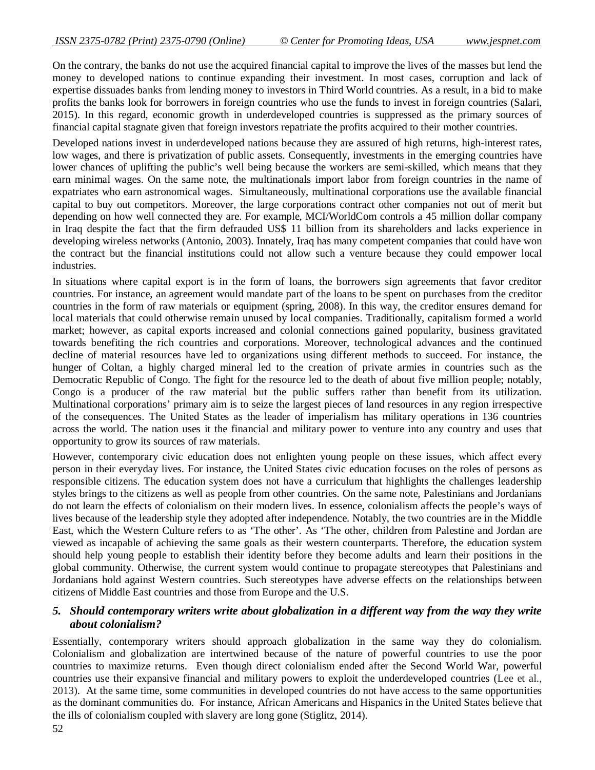On the contrary, the banks do not use the acquired financial capital to improve the lives of the masses but lend the money to developed nations to continue expanding their investment. In most cases, corruption and lack of expertise dissuades banks from lending money to investors in Third World countries. As a result, in a bid to make profits the banks look for borrowers in foreign countries who use the funds to invest in foreign countries (Salari, 2015). In this regard, economic growth in underdeveloped countries is suppressed as the primary sources of financial capital stagnate given that foreign investors repatriate the profits acquired to their mother countries.

Developed nations invest in underdeveloped nations because they are assured of high returns, high-interest rates, low wages, and there is privatization of public assets. Consequently, investments in the emerging countries have lower chances of uplifting the public's well being because the workers are semi-skilled, which means that they earn minimal wages. On the same note, the multinationals import labor from foreign countries in the name of expatriates who earn astronomical wages. Simultaneously, multinational corporations use the available financial capital to buy out competitors. Moreover, the large corporations contract other companies not out of merit but depending on how well connected they are. For example, MCI/WorldCom controls a 45 million dollar company in Iraq despite the fact that the firm defrauded US$ 11 billion from its shareholders and lacks experience in developing wireless networks (Antonio, 2003). Innately, Iraq has many competent companies that could have won the contract but the financial institutions could not allow such a venture because they could empower local industries.

In situations where capital export is in the form of loans, the borrowers sign agreements that favor creditor countries. For instance, an agreement would mandate part of the loans to be spent on purchases from the creditor countries in the form of raw materials or equipment (spring, 2008). In this way, the creditor ensures demand for local materials that could otherwise remain unused by local companies. Traditionally, capitalism formed a world market; however, as capital exports increased and colonial connections gained popularity, business gravitated towards benefiting the rich countries and corporations. Moreover, technological advances and the continued decline of material resources have led to organizations using different methods to succeed. For instance, the hunger of Coltan, a highly charged mineral led to the creation of private armies in countries such as the Democratic Republic of Congo. The fight for the resource led to the death of about five million people; notably, Congo is a producer of the raw material but the public suffers rather than benefit from its utilization. Multinational corporations' primary aim is to seize the largest pieces of land resources in any region irrespective of the consequences. The United States as the leader of imperialism has military operations in 136 countries across the world. The nation uses it the financial and military power to venture into any country and uses that opportunity to grow its sources of raw materials.

However, contemporary civic education does not enlighten young people on these issues, which affect every person in their everyday lives. For instance, the United States civic education focuses on the roles of persons as responsible citizens. The education system does not have a curriculum that highlights the challenges leadership styles brings to the citizens as well as people from other countries. On the same note, Palestinians and Jordanians do not learn the effects of colonialism on their modern lives. In essence, colonialism affects the people's ways of lives because of the leadership style they adopted after independence. Notably, the two countries are in the Middle East, which the Western Culture refers to as 'The other'. As 'The other, children from Palestine and Jordan are viewed as incapable of achieving the same goals as their western counterparts. Therefore, the education system should help young people to establish their identity before they become adults and learn their positions in the global community. Otherwise, the current system would continue to propagate stereotypes that Palestinians and Jordanians hold against Western countries. Such stereotypes have adverse effects on the relationships between citizens of Middle East countries and those from Europe and the U.S.

### 5. Should contemporary writers write about globalization in a different way from the way they write about colonialism?

Essentially, contemporary writers should approach globalization in the same way they do colonialism. Colonialism and globalization are intertwined because of the nature of powerful countries to use the poor countries to maximize returns. Even though direct colonialism ended after the Second World War, powerful countries use their expansive financial and military powers to exploit the underdeveloped countries (Lee et al., 2013). At the same time, some communities in developed countries do not have access to the same opportunities as the dominant communities do. For instance, African Americans and Hispanics in the United States believe that the ills of colonialism coupled with slavery are long gone (Stiglitz, 2014).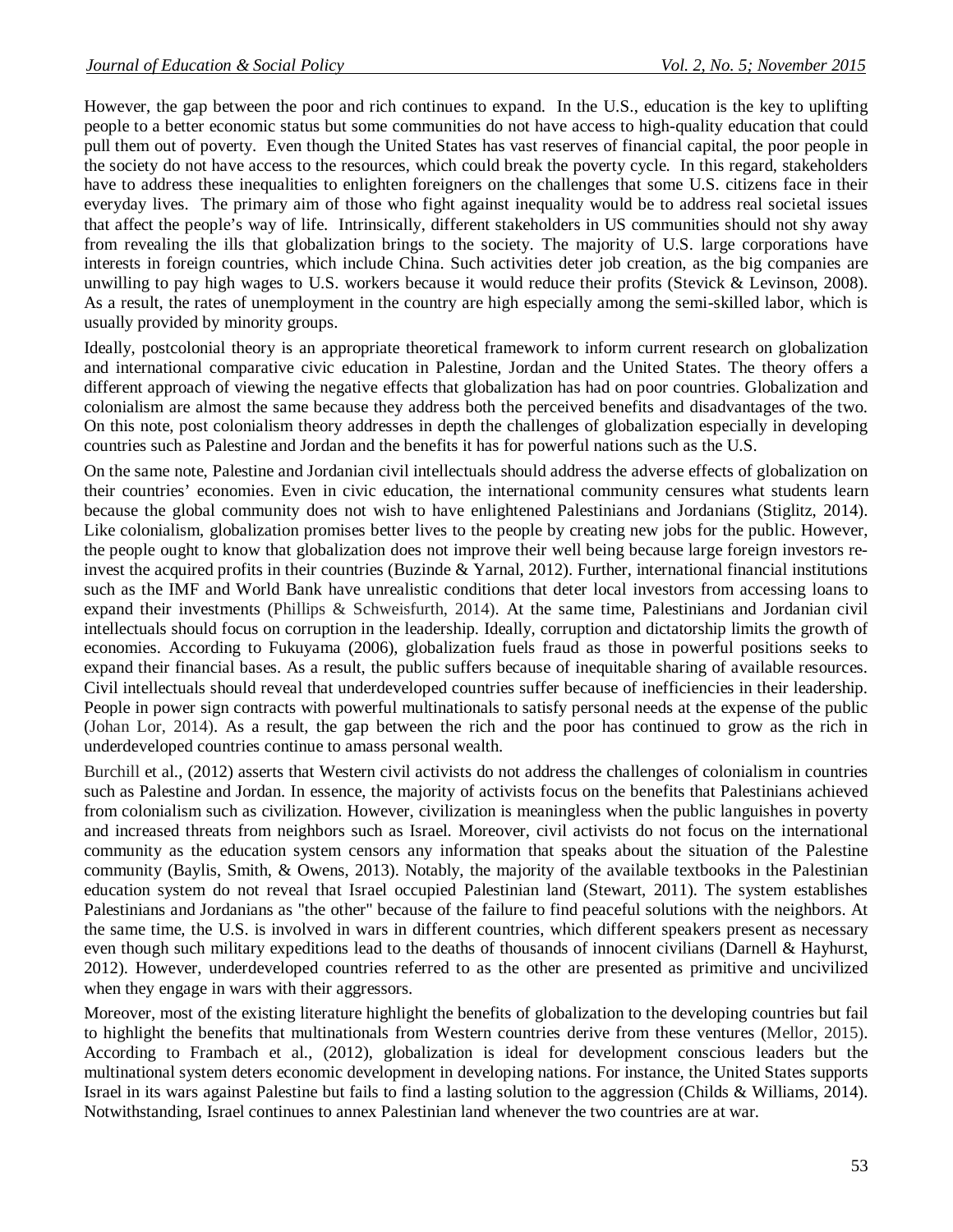However, the gap between the poor and rich continues to expand. In the U.S., education is the key to uplifting people to a better economic status but some communities do not have access to high-quality education that could pull them out of poverty. Even though the United States has vast reserves of financial capital, the poor people in the society do not have access to the resources, which could break the poverty cycle. In this regard, stakeholders have to address these inequalities to enlighten foreigners on the challenges that some U.S. citizens face in their everyday lives. The primary aim of those who fight against inequality would be to address real societal issues that affect the people's way of life. Intrinsically, different stakeholders in US communities should not shy away from revealing the ills that globalization brings to the society. The majority of U.S. large corporations have interests in foreign countries, which include China. Such activities deter job creation, as the big companies are unwilling to pay high wages to U.S. workers because it would reduce their profits (Stevick & Levinson, 2008). As a result, the rates of unemployment in the country are high especially among the semi-skilled labor, which is usually provided by minority groups.

Ideally, postcolonial theory is an appropriate theoretical framework to inform current research on globalization and international comparative civic education in Palestine, Jordan and the United States. The theory offers a different approach of viewing the negative effects that globalization has had on poor countries. Globalization and colonialism are almost the same because they address both the perceived benefits and disadvantages of the two. On this note, post colonialism theory addresses in depth the challenges of globalization especially in developing countries such as Palestine and Jordan and the benefits it has for powerful nations such as the U.S.

On the same note, Palestine and Jordanian civil intellectuals should address the adverse effects of globalization on their countries' economies. Even in civic education, the international community censures what students learn because the global community does not wish to have enlightened Palestinians and Jordanians (Stiglitz, 2014). Like colonialism, globalization promises better lives to the people by creating new jobs for the public. However, the people ought to know that globalization does not improve their well being because large foreign investors re-invest the acquired profits in their countries (Buzinde & Yarnal, 2012). Further, international financial institutions such as the IMF and World Bank have unrealistic conditions that deter local investors from accessing loans to expand their investments (Phillips & Schweisfurth, 2014). At the same time, Palestinians and Jordanian civil intellectuals should focus on corruption in the leadership. Ideally, corruption and dictatorship limits the growth of economies. According to Fukuyama (2006), globalization fuels fraud as those in powerful positions seeks to expand their financial bases. As a result, the public suffers because of inequitable sharing of available resources. Civil intellectuals should reveal that underdeveloped countries suffer because of inefficiencies in their leadership. People in power sign contracts with powerful multinationals to satisfy personal needs at the expense of the public (Johan Lor, 2014). As a result, the gap between the rich and the poor has continued to grow as the rich in underdeveloped countries continue to amass personal wealth.

Burchill et al., (2012) asserts that Western civil activists do not address the challenges of colonialism in countries such as Palestine and Jordan. In essence, the majority of activists focus on the benefits that Palestinians achieved from colonialism such as civilization. However, civilization is meaningless when the public languishes in poverty and increased threats from neighbors such as Israel. Moreover, civil activists do not focus on the international community as the education system censors any information that speaks about the situation of the Palestine community (Baylis, Smith, & Owens, 2013). Notably, the majority of the available textbooks in the Palestinian education system do not reveal that Israel occupied Palestinian land (Stewart, 2011). The system establishes Palestinians and Jordanians as "the other" because of the failure to find peaceful solutions with the neighbors. At the same time, the U.S. is involved in wars in different countries, which different speakers present as necessary even though such military expeditions lead to the deaths of thousands of innocent civilians (Darnell & Hayhurst, 2012). However, underdeveloped countries referred to as the other are presented as primitive and uncivilized when they engage in wars with their aggressors.

Moreover, most of the existing literature highlight the benefits of globalization to the developing countries but fail to highlight the benefits that multinationals from Western countries derive from these ventures (Mellor, 2015). According to Frambach et al., (2012), globalization is ideal for development conscious leaders but the multinational system deters economic development in developing nations. For instance, the United States supports Israel in its wars against Palestine but fails to find a lasting solution to the aggression (Childs & Williams, 2014). Notwithstanding, Israel continues to annex Palestinian land whenever the two countries are at war.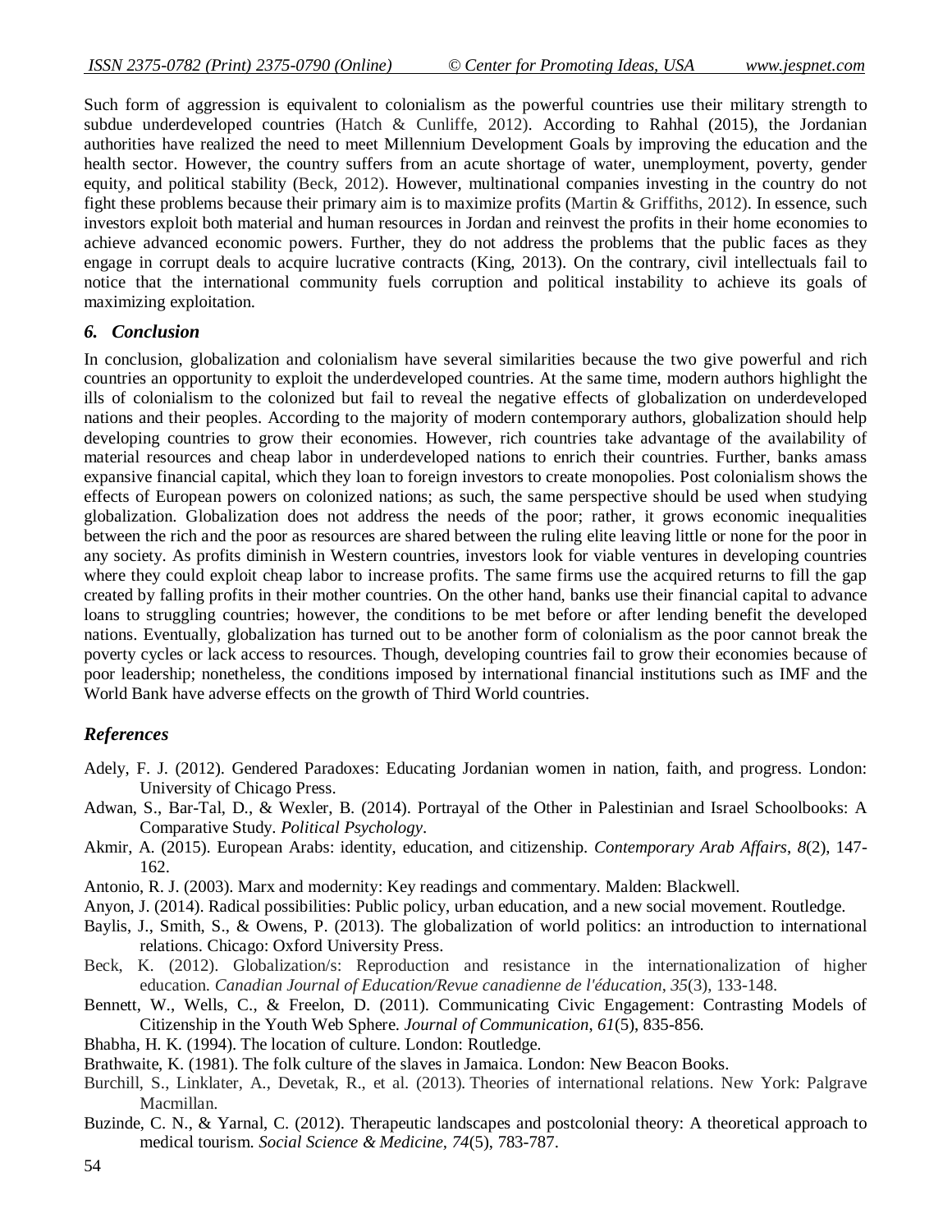Such form of aggression is equivalent to colonialism as the powerful countries use their military strength to subdue underdeveloped countries (Hatch & Cunliffe, 2012). According to Rahhal (2015), the Jordanian authorities have realized the need to meet Millennium Development Goals by improving the education and the health sector. However, the country suffers from an acute shortage of water, unemployment, poverty, gender equity, and political stability (Beck, 2012). However, multinational companies investing in the country do not fight these problems because their primary aim is to maximize profits (Martin & Griffiths, 2012). In essence, such investors exploit both material and human resources in Jordan and reinvest the profits in their home economies to achieve advanced economic powers. Further, they do not address the problems that the public faces as they engage in corrupt deals to acquire lucrative contracts (King, 2013). On the contrary, civil intellectuals fail to notice that the international community fuels corruption and political instability to achieve its goals of maximizing exploitation.

## 6. Conclusion

In conclusion, globalization and colonialism have several similarities because the two give powerful and rich countries an opportunity to exploit the underdeveloped countries. At the same time, modern authors highlight the ills of colonialism to the colonized but fail to reveal the negative effects of globalization on underdeveloped nations and their peoples. According to the majority of modern contemporary authors, globalization should help developing countries to grow their economies. However, rich countries take advantage of the availability of material resources and cheap labor in underdeveloped nations to enrich their countries. Further, banks amass expansive financial capital, which they loan to foreign investors to create monopolies. Post colonialism shows the effects of European powers on colonized nations; as such, the same perspective should be used when studying globalization. Globalization does not address the needs of the poor; rather, it grows economic inequalities between the rich and the poor as resources are shared between the ruling elite leaving little or none for the poor in any society. As profits diminish in Western countries, investors look for viable ventures in developing countries where they could exploit cheap labor to increase profits. The same firms use the acquired returns to fill the gap created by falling profits in their mother countries. On the other hand, banks use their financial capital to advance loans to struggling countries; however, the conditions to be met before or after lending benefit the developed nations. Eventually, globalization has turned out to be another form of colonialism as the poor cannot break the poverty cycles or lack access to resources. Though, developing countries fail to grow their economies because of poor leadership; nonetheless, the conditions imposed by international financial institutions such as IMF and the World Bank have adverse effects on the growth of Third World countries.

## References

Adely, F. J. (2012). Gendered Paradoxes: Educating Jordanian women in nation, faith, and progress. London: University of Chicago Press.

Adwan, S., Bar-Tal, D., & Wexler, B. (2014). Portrayal of the Other in Palestinian and Israel Schoolbooks: A Comparative Study. *Political Psychology*.

Akmir, A. (2015). European Arabs: identity, education, and citizenship. *Contemporary Arab Affairs*, *8*(2), 147-162.

Antonio, R. J. (2003). Marx and modernity: Key readings and commentary. Malden: Blackwell.

Anyon, J. (2014). Radical possibilities: Public policy, urban education, and a new social movement. Routledge.

Baylis, J., Smith, S., & Owens, P. (2013). The globalization of world politics: an introduction to international relations. Chicago: Oxford University Press.

Beck, K. (2012). Globalization/s: Reproduction and resistance in the internationalization of higher education. *Canadian Journal of Education/Revue canadienne de l'éducation*, *35*(3), 133-148.

Bennett, W., Wells, C., & Freelon, D. (2011). Communicating Civic Engagement: Contrasting Models of Citizenship in the Youth Web Sphere. *Journal of Communication*, *61*(5), 835-856.

Bhabha, H. K. (1994). The location of culture. London: Routledge.

Brathwaite, K. (1981). The folk culture of the slaves in Jamaica. London: New Beacon Books.

Burchill, S., Linklater, A., Devetak, R., et al. (2013). Theories of international relations. New York: Palgrave Macmillan.

Buzinde, C. N., & Yarnal, C. (2012). Therapeutic landscapes and postcolonial theory: A theoretical approach to medical tourism. *Social Science & Medicine*, *74*(5), 783-787.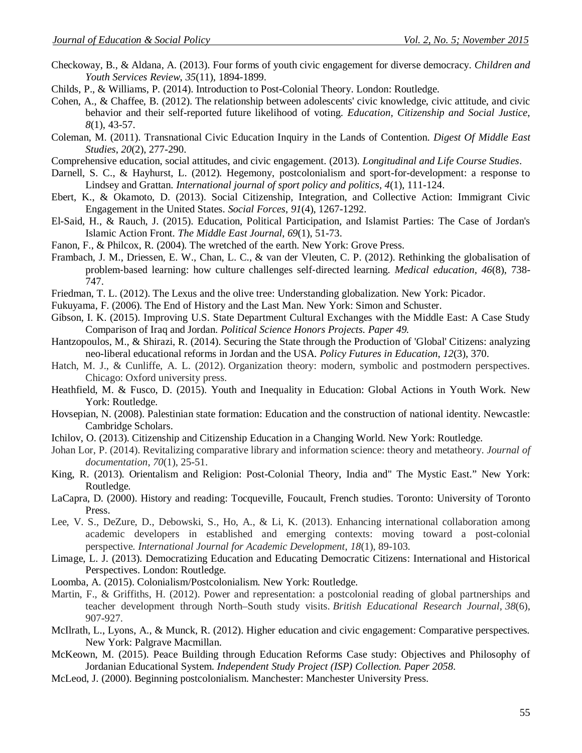Checkoway, B., & Aldana, A. (2013). Four forms of youth civic engagement for diverse democracy. *Children and Youth Services Review*, *35*(11), 1894-1899.

Childs, P., & Williams, P. (2014). Introduction to Post-Colonial Theory. London: Routledge.

Cohen, A., & Chaffee, B. (2012). The relationship between adolescents' civic knowledge, civic attitude, and civic behavior and their self-reported future likelihood of voting. *Education, Citizenship and Social Justice*, *8*(1), 43-57.

Coleman, M. (2011). Transnational Civic Education Inquiry in the Lands of Contention. *Digest Of Middle East Studies*, *20*(2), 277-290.

Comprehensive education, social attitudes, and civic engagement. (2013). *Longitudinal and Life Course Studies*.

Darnell, S. C., & Hayhurst, L. (2012). Hegemony, postcolonialism and sport-for-development: a response to Lindsey and Grattan. *International journal of sport policy and politics*, *4*(1), 111-124.

Ebert, K., & Okamoto, D. (2013). Social Citizenship, Integration, and Collective Action: Immigrant Civic Engagement in the United States. *Social Forces*, *91*(4), 1267-1292.

El-Said, H., & Rauch, J. (2015). Education, Political Participation, and Islamist Parties: The Case of Jordan's Islamic Action Front. *The Middle East Journal*, *69*(1), 51-73.

Fanon, F., & Philcox, R. (2004). The wretched of the earth. New York: Grove Press.

Frambach, J. M., Driessen, E. W., Chan, L. C., & van der Vleuten, C. P. (2012). Rethinking the globalisation of problem-based learning: how culture challenges self-directed learning. *Medical education*, *46*(8), 738-747.

Friedman, T. L. (2012). The Lexus and the olive tree: Understanding globalization. New York: Picador.

Fukuyama, F. (2006). The End of History and the Last Man. New York: Simon and Schuster.

Gibson, I. K. (2015). Improving U.S. State Department Cultural Exchanges with the Middle East: A Case Study Comparison of Iraq and Jordan. *Political Science Honors Projects. Paper 49.*

Hantzopoulos, M., & Shirazi, R. (2014). Securing the State through the Production of 'Global' Citizens: analyzing neo-liberal educational reforms in Jordan and the USA. *Policy Futures in Education*, *12*(3), 370.

Hatch, M. J., & Cunliffe, A. L. (2012). Organization theory: modern, symbolic and postmodern perspectives. Chicago: Oxford university press.

Heathfield, M. & Fusco, D. (2015). Youth and Inequality in Education: Global Actions in Youth Work. New York: Routledge.

Hovsepian, N. (2008). Palestinian state formation: Education and the construction of national identity. Newcastle: Cambridge Scholars.

Ichilov, O. (2013). Citizenship and Citizenship Education in a Changing World. New York: Routledge.

Johan Lor, P. (2014). Revitalizing comparative library and information science: theory and metatheory. *Journal of documentation*, *70*(1), 25-51.

King, R. (2013). Orientalism and Religion: Post-Colonial Theory, India and" The Mystic East." New York: Routledge.

LaCapra, D. (2000). History and reading: Tocqueville, Foucault, French studies. Toronto: University of Toronto Press.

Lee, V. S., DeZure, D., Debowski, S., Ho, A., & Li, K. (2013). Enhancing international collaboration among academic developers in established and emerging contexts: moving toward a post-colonial perspective. *International Journal for Academic Development*, *18*(1), 89-103.

Limage, L. J. (2013). Democratizing Education and Educating Democratic Citizens: International and Historical Perspectives. London: Routledge.

Loomba, A. (2015). Colonialism/Postcolonialism. New York: Routledge.

Martin, F., & Griffiths, H. (2012). Power and representation: a postcolonial reading of global partnerships and teacher development through North–South study visits. *British Educational Research Journal*, *38*(6), 907-927.

McIlrath, L., Lyons, A., & Munck, R. (2012). Higher education and civic engagement: Comparative perspectives. New York: Palgrave Macmillan.

McKeown, M. (2015). Peace Building through Education Reforms Case study: Objectives and Philosophy of Jordanian Educational System. *Independent Study Project (ISP) Collection. Paper 2058*.

McLeod, J. (2000). Beginning postcolonialism. Manchester: Manchester University Press.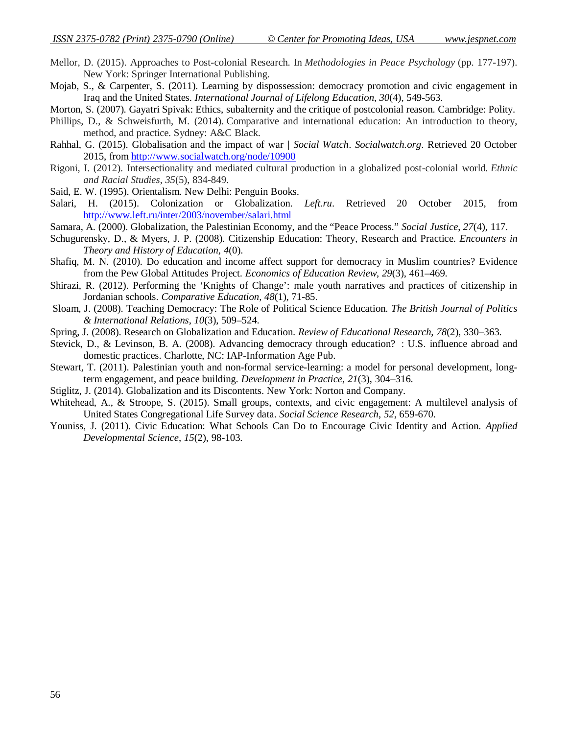Mellor, D. (2015). Approaches to Post-colonial Research. In *Methodologies in Peace Psychology* (pp. 177-197). New York: Springer International Publishing.

Mojab, S., & Carpenter, S. (2011). Learning by dispossession: democracy promotion and civic engagement in Iraq and the United States. *International Journal of Lifelong Education*, *30*(4), 549-563.

Morton, S. (2007). Gayatri Spivak: Ethics, subalternity and the critique of postcolonial reason. Cambridge: Polity.

Phillips, D., & Schweisfurth, M. (2014). Comparative and international education: An introduction to theory, method, and practice. Sydney: A&C Black.

Rahhal, G. (2015). Globalisation and the impact of war | *Social Watch*. *Socialwatch.org*. Retrieved 20 October 2015, from http://www.socialwatch.org/node/10900

Rigoni, I. (2012). Intersectionality and mediated cultural production in a globalized post-colonial world. *Ethnic and Racial Studies*, *35*(5), 834-849.

Said, E. W. (1995). Orientalism. New Delhi: Penguin Books.

Salari, H. (2015). Colonization or Globalization. *Left.ru*. Retrieved 20 October 2015, from http://www.left.ru/inter/2003/november/salari.html

Samara, A. (2000). Globalization, the Palestinian Economy, and the "Peace Process." *Social Justice*, *27*(4), 117.

Schugurensky, D., & Myers, J. P. (2008). Citizenship Education: Theory, Research and Practice. *Encounters in Theory and History of Education*, *4*(0).

Shafiq, M. N. (2010). Do education and income affect support for democracy in Muslim countries? Evidence from the Pew Global Attitudes Project. *Economics of Education Review*, *29*(3), 461–469.

Shirazi, R. (2012). Performing the 'Knights of Change': male youth narratives and practices of citizenship in Jordanian schools. *Comparative Education*, *48*(1), 71-85.

Sloam, J. (2008). Teaching Democracy: The Role of Political Science Education. *The British Journal of Politics & International Relations*, *10*(3), 509–524.

Spring, J. (2008). Research on Globalization and Education. *Review of Educational Research*, *78*(2), 330–363.

Stevick, D., & Levinson, B. A. (2008). Advancing democracy through education? : U.S. influence abroad and domestic practices. Charlotte, NC: IAP-Information Age Pub.

Stewart, T. (2011). Palestinian youth and non-formal service-learning: a model for personal development, long-term engagement, and peace building. *Development in Practice*, *21*(3), 304–316.

Stiglitz, J. (2014). Globalization and its Discontents. New York: Norton and Company.

Whitehead, A., & Stroope, S. (2015). Small groups, contexts, and civic engagement: A multilevel analysis of United States Congregational Life Survey data. *Social Science Research*, *52*, 659-670.

Youniss, J. (2011). Civic Education: What Schools Can Do to Encourage Civic Identity and Action. *Applied Developmental Science*, *15*(2), 98-103.